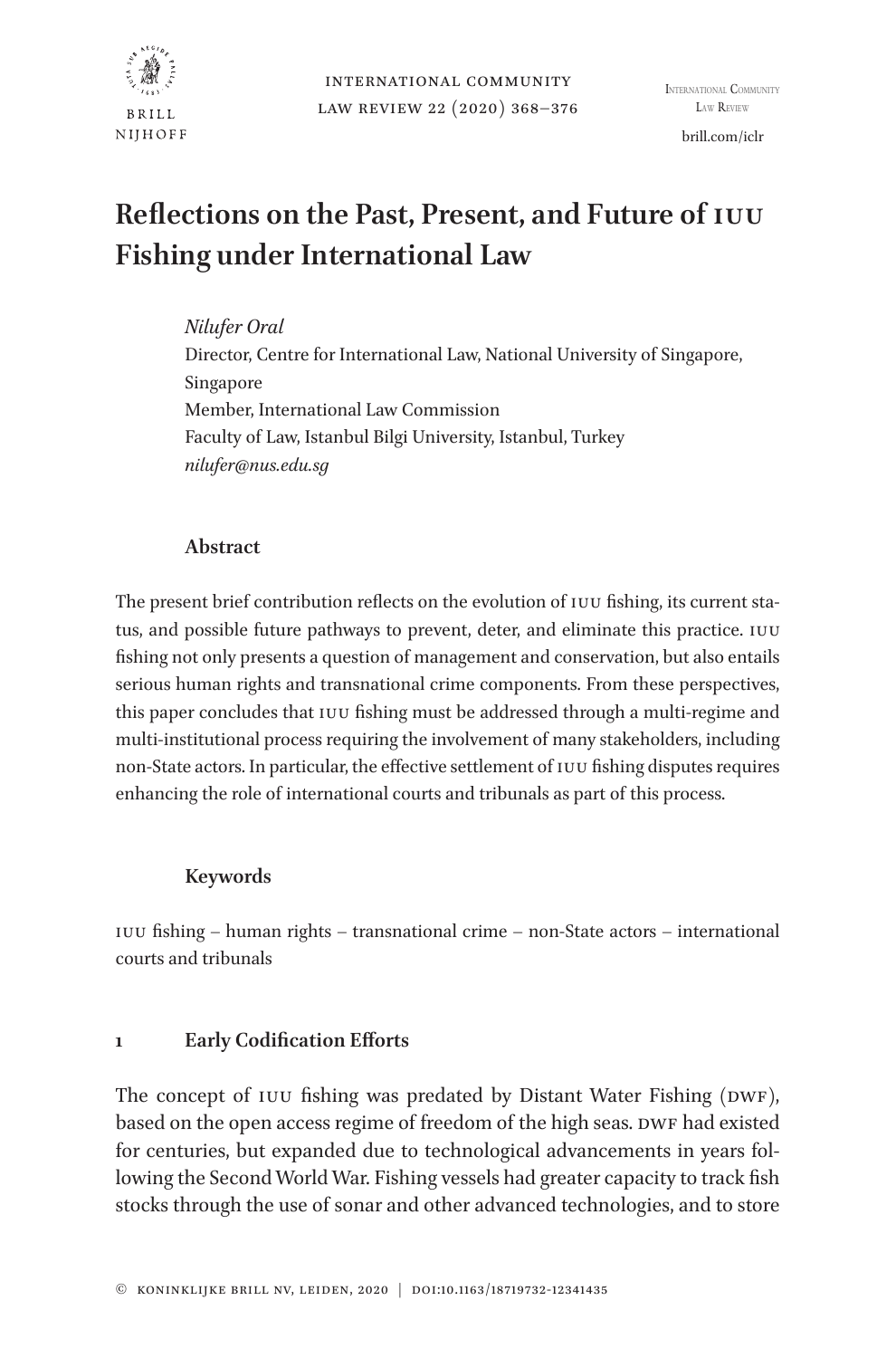# Reflections on the Past, Present, and Future of IUU Fishing under International Law

*Nilufer Oral*
Director, Centre for International Law, National University of Singapore, Singapore
Member, International Law Commission
Faculty of Law, Istanbul Bilgi University, Istanbul, Turkey
*nilufer@nus.edu.sg*

## Abstract

The present brief contribution reflects on the evolution of IUU fishing, its current status, and possible future pathways to prevent, deter, and eliminate this practice. IUU fishing not only presents a question of management and conservation, but also entails serious human rights and transnational crime components. From these perspectives, this paper concludes that IUU fishing must be addressed through a multi-regime and multi-institutional process requiring the involvement of many stakeholders, including non-State actors. In particular, the effective settlement of IUU fishing disputes requires enhancing the role of international courts and tribunals as part of this process.

## Keywords

IUU fishing – human rights – transnational crime – non-State actors – international courts and tribunals

## 1 Early Codification Efforts

The concept of IUU fishing was predated by Distant Water Fishing (DWF), based on the open access regime of freedom of the high seas. DWF had existed for centuries, but expanded due to technological advancements in years following the Second World War. Fishing vessels had greater capacity to track fish stocks through the use of sonar and other advanced technologies, and to store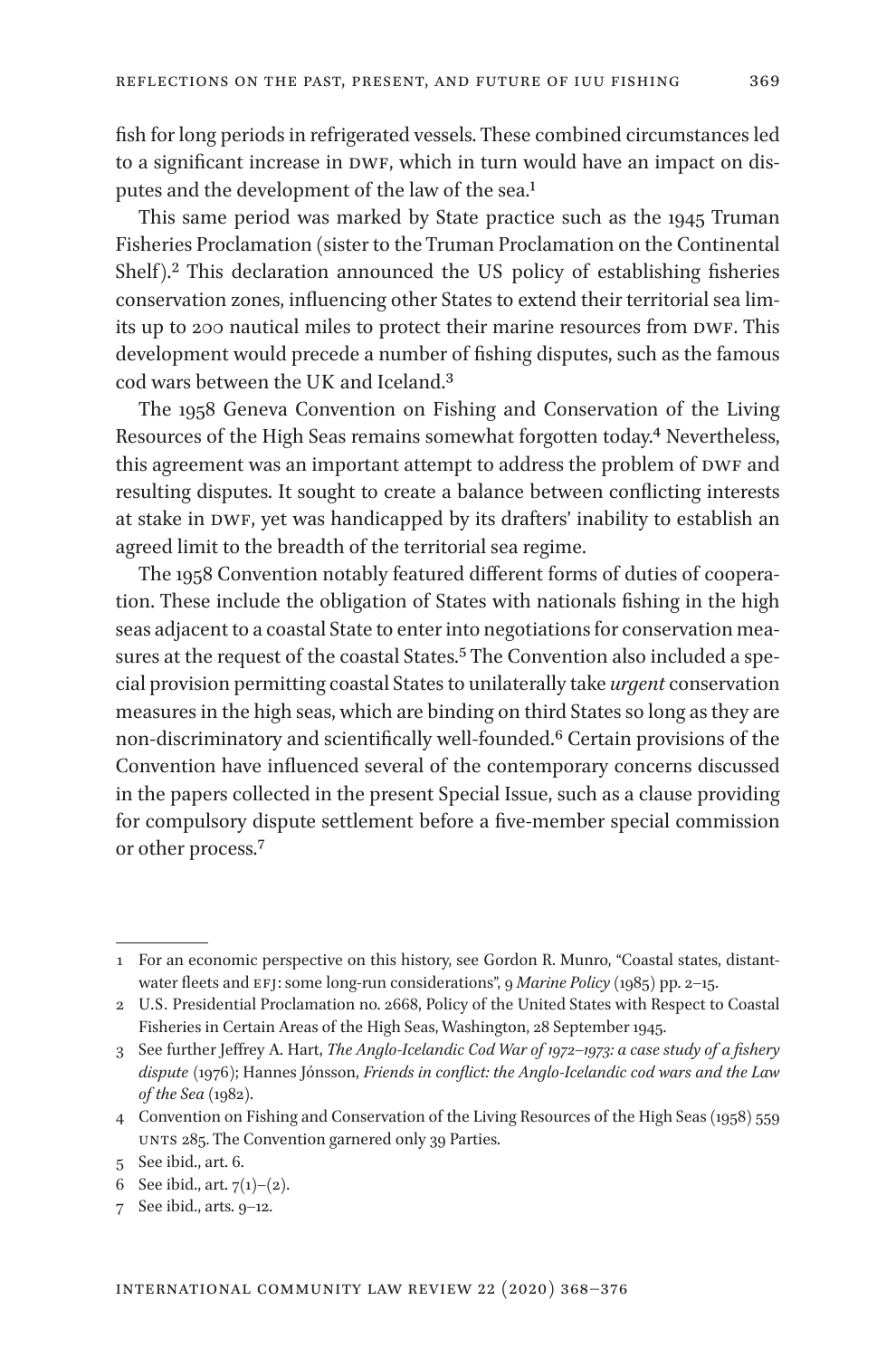fish for long periods in refrigerated vessels. These combined circumstances led to a significant increase in DWF, which in turn would have an impact on disputes and the development of the law of the sea.[1]

This same period was marked by State practice such as the 1945 Truman Fisheries Proclamation (sister to the Truman Proclamation on the Continental Shelf).[2] This declaration announced the US policy of establishing fisheries conservation zones, influencing other States to extend their territorial sea limits up to 200 nautical miles to protect their marine resources from DWF. This development would precede a number of fishing disputes, such as the famous cod wars between the UK and Iceland.[3]

The 1958 Geneva Convention on Fishing and Conservation of the Living Resources of the High Seas remains somewhat forgotten today.[4] Nevertheless, this agreement was an important attempt to address the problem of DWF and resulting disputes. It sought to create a balance between conflicting interests at stake in DWF, yet was handicapped by its drafters' inability to establish an agreed limit to the breadth of the territorial sea regime.

The 1958 Convention notably featured different forms of duties of cooperation. These include the obligation of States with nationals fishing in the high seas adjacent to a coastal State to enter into negotiations for conservation measures at the request of the coastal States.[5] The Convention also included a special provision permitting coastal States to unilaterally take *urgent* conservation measures in the high seas, which are binding on third States so long as they are non-discriminatory and scientifically well-founded.[6] Certain provisions of the Convention have influenced several of the contemporary concerns discussed in the papers collected in the present Special Issue, such as a clause providing for compulsory dispute settlement before a five-member special commission or other process.[7]

---

1 For an economic perspective on this history, see Gordon R. Munro, "Coastal states, distant-water fleets and EFJ: some long-run considerations", 9 *Marine Policy* (1985) pp. 2–15.

2 U.S. Presidential Proclamation no. 2668, Policy of the United States with Respect to Coastal Fisheries in Certain Areas of the High Seas, Washington, 28 September 1945.

3 See further Jeffrey A. Hart, *The Anglo-Icelandic Cod War of 1972–1973: a case study of a fishery dispute* (1976); Hannes Jónsson, *Friends in conflict: the Anglo-Icelandic cod wars and the Law of the Sea* (1982).

4 Convention on Fishing and Conservation of the Living Resources of the High Seas (1958) 559 UNTS 285. The Convention garnered only 39 Parties.

5 See ibid., art. 6.

6 See ibid., art. 7(1)–(2).

7 See ibid., arts. 9–12.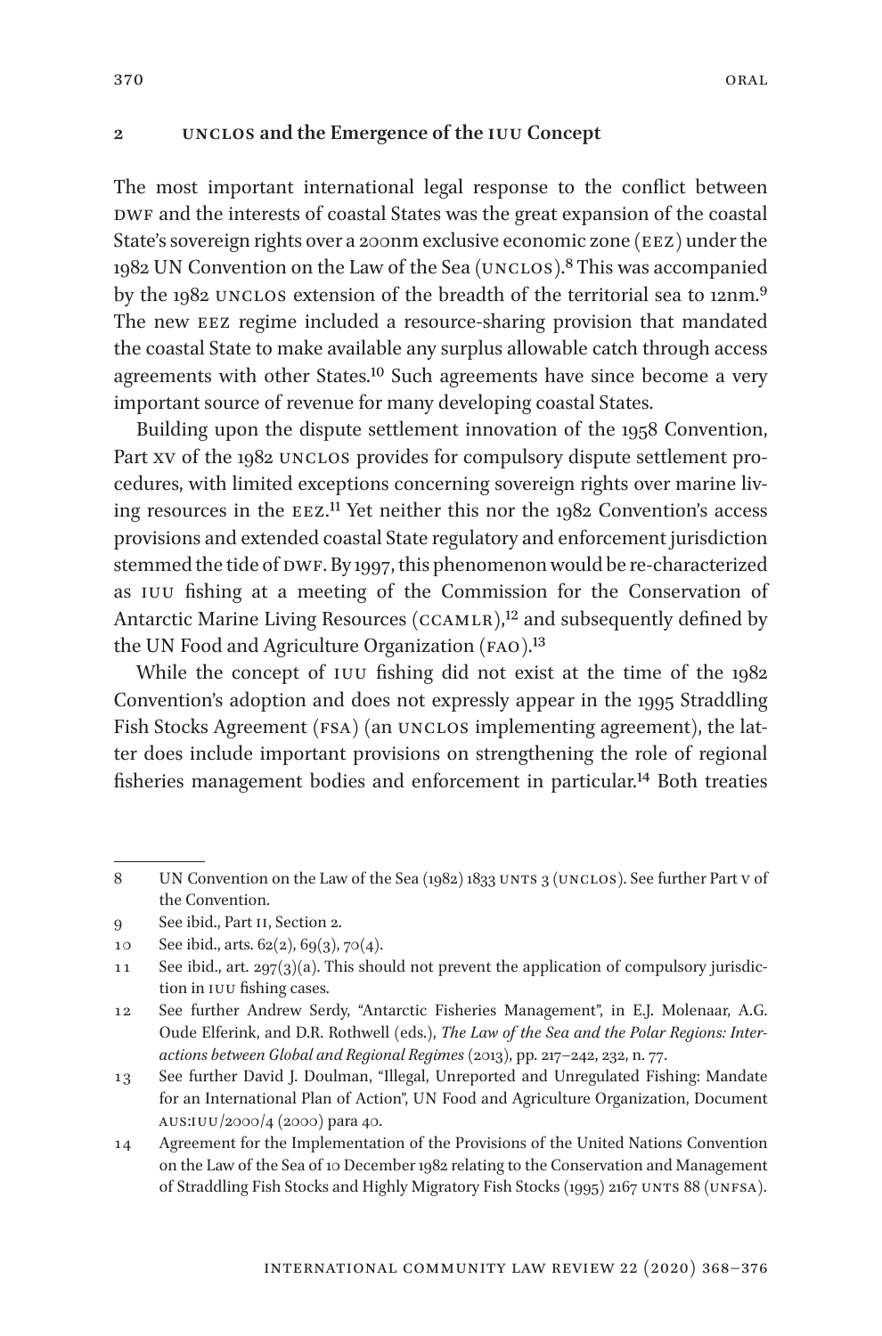## 2 UNCLOS and the Emergence of the IUU Concept

The most important international legal response to the conflict between DWF and the interests of coastal States was the great expansion of the coastal State's sovereign rights over a 200nm exclusive economic zone (EEZ) under the 1982 UN Convention on the Law of the Sea (UNCLOS).[8] This was accompanied by the 1982 UNCLOS extension of the breadth of the territorial sea to 12nm.[9] The new EEZ regime included a resource-sharing provision that mandated the coastal State to make available any surplus allowable catch through access agreements with other States.[10] Such agreements have since become a very important source of revenue for many developing coastal States.

Building upon the dispute settlement innovation of the 1958 Convention, Part XV of the 1982 UNCLOS provides for compulsory dispute settlement procedures, with limited exceptions concerning sovereign rights over marine living resources in the EEZ.[11] Yet neither this nor the 1982 Convention's access provisions and extended coastal State regulatory and enforcement jurisdiction stemmed the tide of DWF. By 1997, this phenomenon would be re-characterized as IUU fishing at a meeting of the Commission for the Conservation of Antarctic Marine Living Resources (CCAMLR),[12] and subsequently defined by the UN Food and Agriculture Organization (FAO).[13]

While the concept of IUU fishing did not exist at the time of the 1982 Convention's adoption and does not expressly appear in the 1995 Straddling Fish Stocks Agreement (FSA) (an UNCLOS implementing agreement), the latter does include important provisions on strengthening the role of regional fisheries management bodies and enforcement in particular.[14] Both treaties

---

8 UN Convention on the Law of the Sea (1982) 1833 UNTS 3 (UNCLOS). See further Part V of the Convention.

9 See ibid., Part II, Section 2.

10 See ibid., arts. 62(2), 69(3), 70(4).

11 See ibid., art. 297(3)(a). This should not prevent the application of compulsory jurisdiction in IUU fishing cases.

12 See further Andrew Serdy, "Antarctic Fisheries Management", in E.J. Molenaar, A.G. Oude Elferink, and D.R. Rothwell (eds.), *The Law of the Sea and the Polar Regions: Interactions between Global and Regional Regimes* (2013), pp. 217–242, 232, n. 77.

13 See further David J. Doulman, "Illegal, Unreported and Unregulated Fishing: Mandate for an International Plan of Action", UN Food and Agriculture Organization, Document AUS:IUU/2000/4 (2000) para 40.

14 Agreement for the Implementation of the Provisions of the United Nations Convention on the Law of the Sea of 10 December 1982 relating to the Conservation and Management of Straddling Fish Stocks and Highly Migratory Fish Stocks (1995) 2167 UNTS 88 (UNFSA).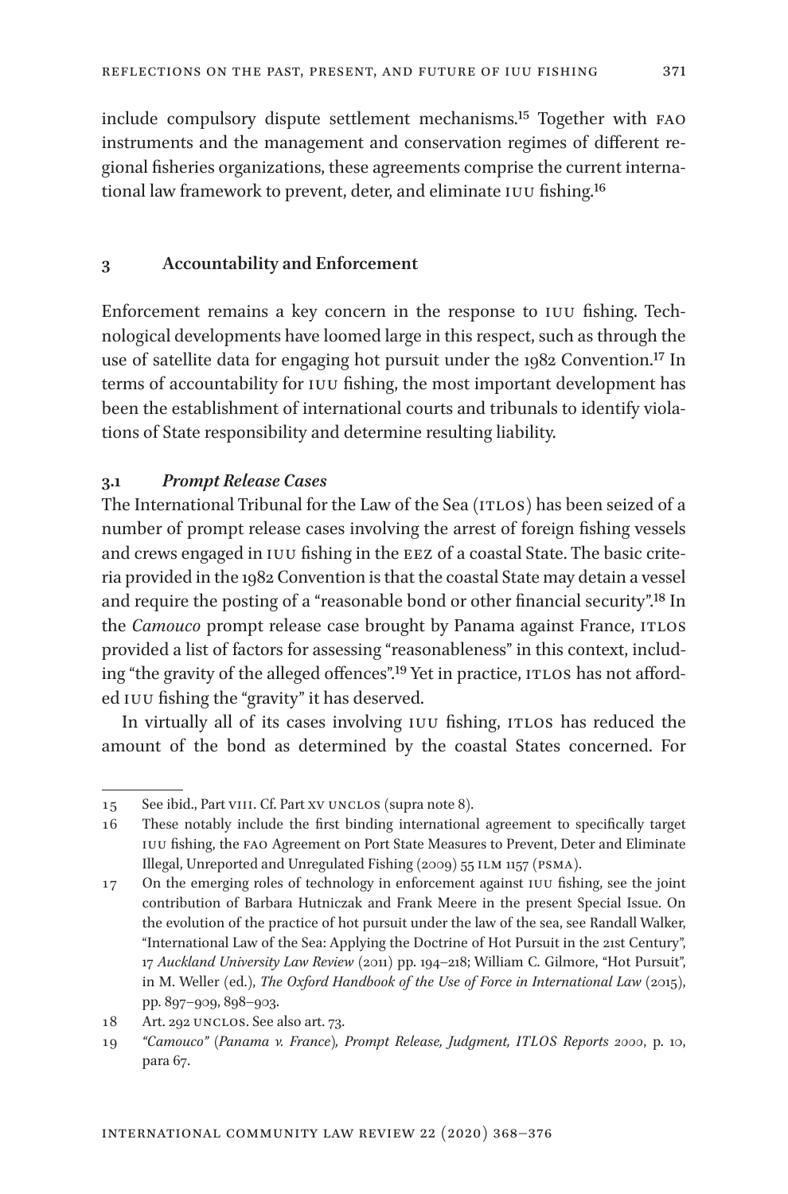include compulsory dispute settlement mechanisms.[15] Together with FAO instruments and the management and conservation regimes of different regional fisheries organizations, these agreements comprise the current international law framework to prevent, deter, and eliminate IUU fishing.[16]

## 3 Accountability and Enforcement

Enforcement remains a key concern in the response to IUU fishing. Technological developments have loomed large in this respect, such as through the use of satellite data for engaging hot pursuit under the 1982 Convention.[17] In terms of accountability for IUU fishing, the most important development has been the establishment of international courts and tribunals to identify violations of State responsibility and determine resulting liability.

### 3.1 *Prompt Release Cases*

The International Tribunal for the Law of the Sea (ITLOS) has been seized of a number of prompt release cases involving the arrest of foreign fishing vessels and crews engaged in IUU fishing in the EEZ of a coastal State. The basic criteria provided in the 1982 Convention is that the coastal State may detain a vessel and require the posting of a "reasonable bond or other financial security".[18] In the *Camouco* prompt release case brought by Panama against France, ITLOS provided a list of factors for assessing "reasonableness" in this context, including "the gravity of the alleged offences".[19] Yet in practice, ITLOS has not afforded IUU fishing the "gravity" it has deserved.

In virtually all of its cases involving IUU fishing, ITLOS has reduced the amount of the bond as determined by the coastal States concerned. For

---

15 See ibid., Part VIII. Cf. Part XV UNCLOS (supra note 8).

16 These notably include the first binding international agreement to specifically target IUU fishing, the FAO Agreement on Port State Measures to Prevent, Deter and Eliminate Illegal, Unreported and Unregulated Fishing (2009) 55 ILM 1157 (PSMA).

17 On the emerging roles of technology in enforcement against IUU fishing, see the joint contribution of Barbara Hutniczak and Frank Meere in the present Special Issue. On the evolution of the practice of hot pursuit under the law of the sea, see Randall Walker, "International Law of the Sea: Applying the Doctrine of Hot Pursuit in the 21st Century", 17 *Auckland University Law Review* (2011) pp. 194–218; William C. Gilmore, "Hot Pursuit", in M. Weller (ed.), *The Oxford Handbook of the Use of Force in International Law* (2015), pp. 897–909, 898–903.

18 Art. 292 UNCLOS. See also art. 73.

19 *"Camouco" (Panama v. France), Prompt Release, Judgment, ITLOS Reports 2000*, p. 10, para 67.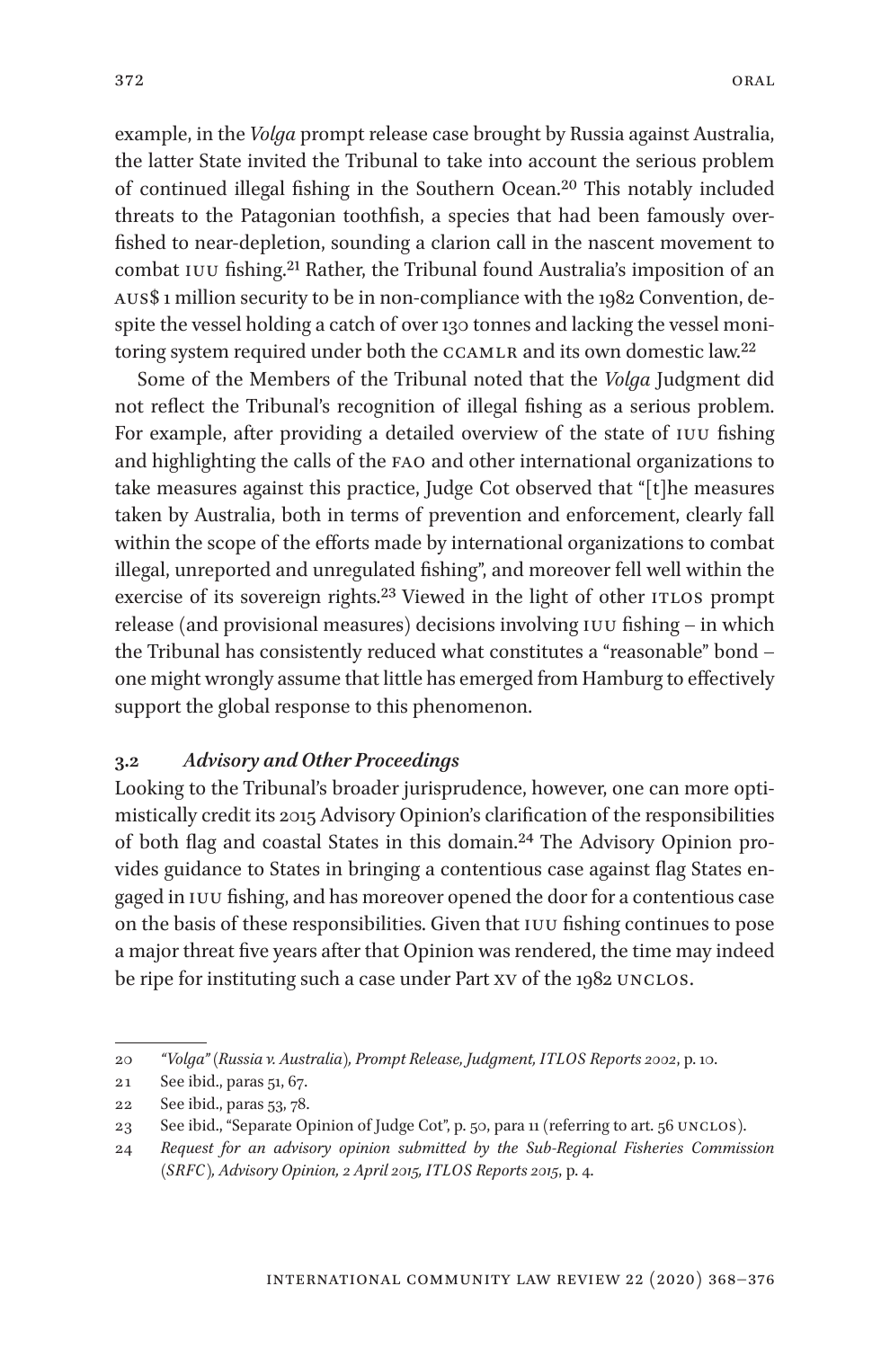example, in the *Volga* prompt release case brought by Russia against Australia, the latter State invited the Tribunal to take into account the serious problem of continued illegal fishing in the Southern Ocean.[20] This notably included threats to the Patagonian toothfish, a species that had been famously overfished to near-depletion, sounding a clarion call in the nascent movement to combat IUU fishing.[21] Rather, the Tribunal found Australia's imposition of an AUS$ 1 million security to be in non-compliance with the 1982 Convention, despite the vessel holding a catch of over 130 tonnes and lacking the vessel monitoring system required under both the CCAMLR and its own domestic law.[22]

Some of the Members of the Tribunal noted that the *Volga* Judgment did not reflect the Tribunal's recognition of illegal fishing as a serious problem. For example, after providing a detailed overview of the state of IUU fishing and highlighting the calls of the FAO and other international organizations to take measures against this practice, Judge Cot observed that "[t]he measures taken by Australia, both in terms of prevention and enforcement, clearly fall within the scope of the efforts made by international organizations to combat illegal, unreported and unregulated fishing", and moreover fell well within the exercise of its sovereign rights.[23] Viewed in the light of other ITLOS prompt release (and provisional measures) decisions involving IUU fishing – in which the Tribunal has consistently reduced what constitutes a "reasonable" bond – one might wrongly assume that little has emerged from Hamburg to effectively support the global response to this phenomenon.

### 3.2 *Advisory and Other Proceedings*

Looking to the Tribunal's broader jurisprudence, however, one can more optimistically credit its 2015 Advisory Opinion's clarification of the responsibilities of both flag and coastal States in this domain.[24] The Advisory Opinion provides guidance to States in bringing a contentious case against flag States engaged in IUU fishing, and has moreover opened the door for a contentious case on the basis of these responsibilities. Given that IUU fishing continues to pose a major threat five years after that Opinion was rendered, the time may indeed be ripe for instituting such a case under Part XV of the 1982 UNCLOS.

---

20 *"Volga" (Russia v. Australia), Prompt Release, Judgment, ITLOS Reports 2002*, p. 10.

21 See ibid., paras 51, 67.

22 See ibid., paras 53, 78.

23 See ibid., "Separate Opinion of Judge Cot", p. 50, para 11 (referring to art. 56 UNCLOS).

24 *Request for an advisory opinion submitted by the Sub-Regional Fisheries Commission (SRFC), Advisory Opinion, 2 April 2015, ITLOS Reports 2015*, p. 4.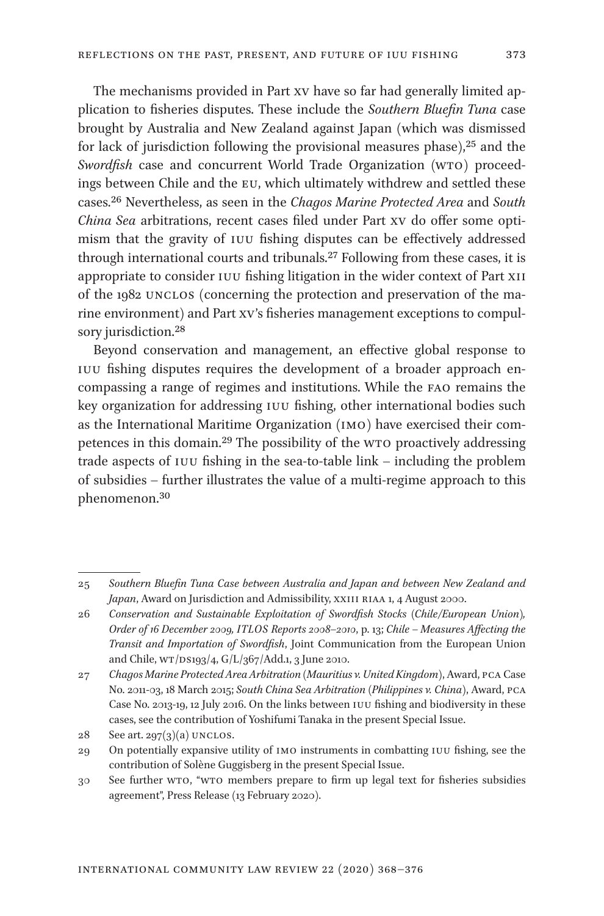The mechanisms provided in Part XV have so far had generally limited application to fisheries disputes. These include the *Southern Bluefin Tuna* case brought by Australia and New Zealand against Japan (which was dismissed for lack of jurisdiction following the provisional measures phase),[25] and the *Swordfish* case and concurrent World Trade Organization (WTO) proceedings between Chile and the EU, which ultimately withdrew and settled these cases.[26] Nevertheless, as seen in the *Chagos Marine Protected Area* and *South China Sea* arbitrations, recent cases filed under Part XV do offer some optimism that the gravity of IUU fishing disputes can be effectively addressed through international courts and tribunals.[27] Following from these cases, it is appropriate to consider IUU fishing litigation in the wider context of Part XII of the 1982 UNCLOS (concerning the protection and preservation of the marine environment) and Part XV's fisheries management exceptions to compulsory jurisdiction.[28]

Beyond conservation and management, an effective global response to IUU fishing disputes requires the development of a broader approach encompassing a range of regimes and institutions. While the FAO remains the key organization for addressing IUU fishing, other international bodies such as the International Maritime Organization (IMO) have exercised their competences in this domain.[29] The possibility of the WTO proactively addressing trade aspects of IUU fishing in the sea-to-table link – including the problem of subsidies – further illustrates the value of a multi-regime approach to this phenomenon.[30]

---

25 *Southern Bluefin Tuna Case between Australia and Japan and between New Zealand and Japan*, Award on Jurisdiction and Admissibility, XXIII RIAA 1, 4 August 2000.

26 *Conservation and Sustainable Exploitation of Swordfish Stocks (Chile/European Union), Order of 16 December 2009, ITLOS Reports 2008–2010*, p. 13; *Chile – Measures Affecting the Transit and Importation of Swordfish*, Joint Communication from the European Union and Chile, WT/DS193/4, G/L/367/Add.1, 3 June 2010.

27 *Chagos Marine Protected Area Arbitration (Mauritius v. United Kingdom)*, Award, PCA Case No. 2011-03, 18 March 2015; *South China Sea Arbitration (Philippines v. China)*, Award, PCA Case No. 2013-19, 12 July 2016. On the links between IUU fishing and biodiversity in these cases, see the contribution of Yoshifumi Tanaka in the present Special Issue.

28 See art. 297(3)(a) UNCLOS.

29 On potentially expansive utility of IMO instruments in combatting IUU fishing, see the contribution of Solène Guggisberg in the present Special Issue.

30 See further WTO, "WTO members prepare to firm up legal text for fisheries subsidies agreement", Press Release (13 February 2020).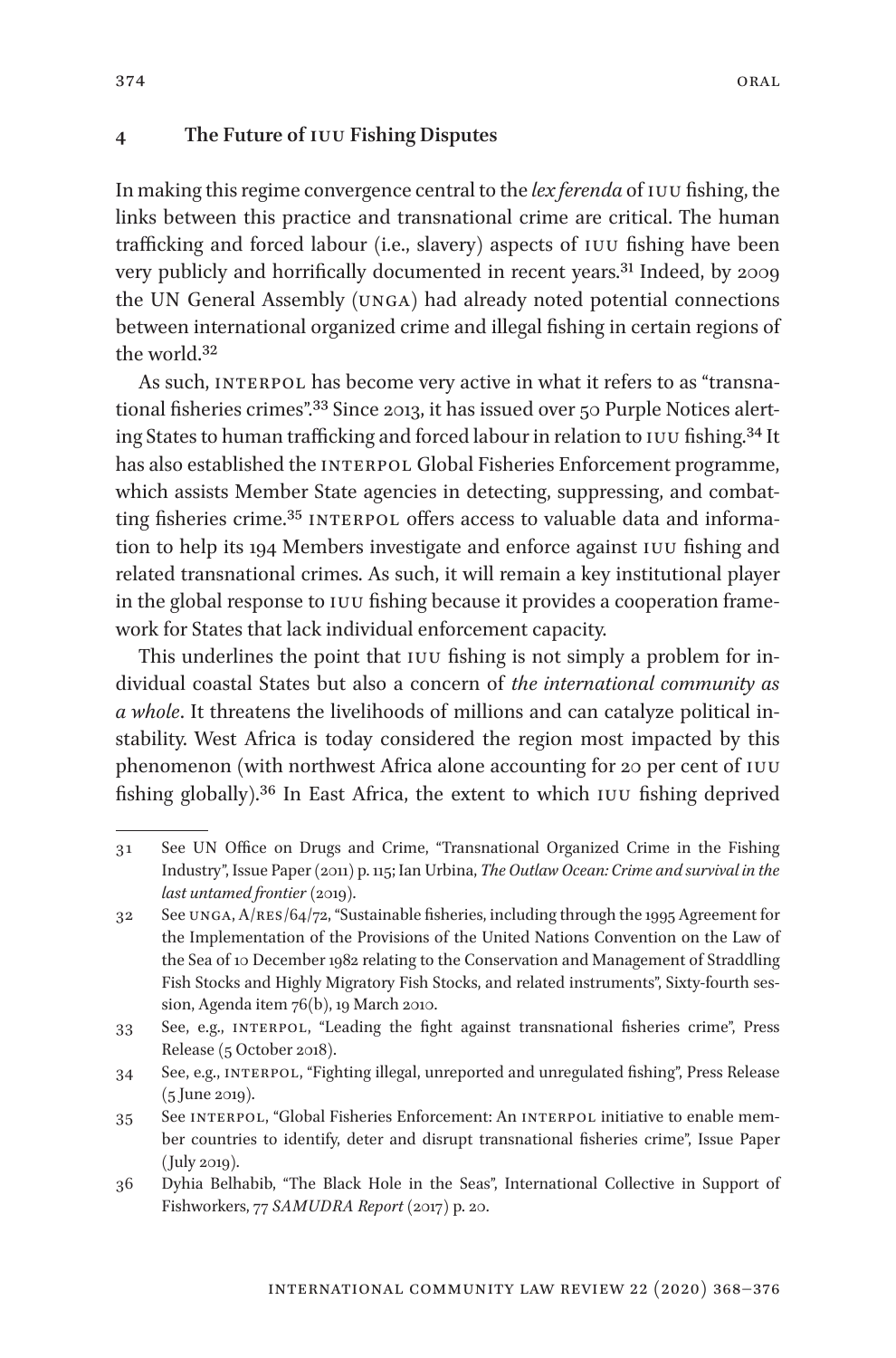## 4 The Future of IUU Fishing Disputes

In making this regime convergence central to the *lex ferenda* of IUU fishing, the links between this practice and transnational crime are critical. The human trafficking and forced labour (i.e., slavery) aspects of IUU fishing have been very publicly and horrifically documented in recent years.[31] Indeed, by 2009 the UN General Assembly (UNGA) had already noted potential connections between international organized crime and illegal fishing in certain regions of the world.[32]

As such, INTERPOL has become very active in what it refers to as "transnational fisheries crimes".[33] Since 2013, it has issued over 50 Purple Notices alerting States to human trafficking and forced labour in relation to IUU fishing.[34] It has also established the INTERPOL Global Fisheries Enforcement programme, which assists Member State agencies in detecting, suppressing, and combatting fisheries crime.[35] INTERPOL offers access to valuable data and information to help its 194 Members investigate and enforce against IUU fishing and related transnational crimes. As such, it will remain a key institutional player in the global response to IUU fishing because it provides a cooperation framework for States that lack individual enforcement capacity.

This underlines the point that IUU fishing is not simply a problem for individual coastal States but also a concern of *the international community as a whole*. It threatens the livelihoods of millions and can catalyze political instability. West Africa is today considered the region most impacted by this phenomenon (with northwest Africa alone accounting for 20 per cent of IUU fishing globally).[36] In East Africa, the extent to which IUU fishing deprived

---

31 See UN Office on Drugs and Crime, "Transnational Organized Crime in the Fishing Industry", Issue Paper (2011) p. 115; Ian Urbina, *The Outlaw Ocean: Crime and survival in the last untamed frontier* (2019).

32 See UNGA, A/RES/64/72, "Sustainable fisheries, including through the 1995 Agreement for the Implementation of the Provisions of the United Nations Convention on the Law of the Sea of 10 December 1982 relating to the Conservation and Management of Straddling Fish Stocks and Highly Migratory Fish Stocks, and related instruments", Sixty-fourth session, Agenda item 76(b), 19 March 2010.

33 See, e.g., INTERPOL, "Leading the fight against transnational fisheries crime", Press Release (5 October 2018).

34 See, e.g., INTERPOL, "Fighting illegal, unreported and unregulated fishing", Press Release (5 June 2019).

35 See INTERPOL, "Global Fisheries Enforcement: An INTERPOL initiative to enable member countries to identify, deter and disrupt transnational fisheries crime", Issue Paper (July 2019).

36 Dyhia Belhabib, "The Black Hole in the Seas", International Collective in Support of Fishworkers, 77 *SAMUDRA Report* (2017) p. 20.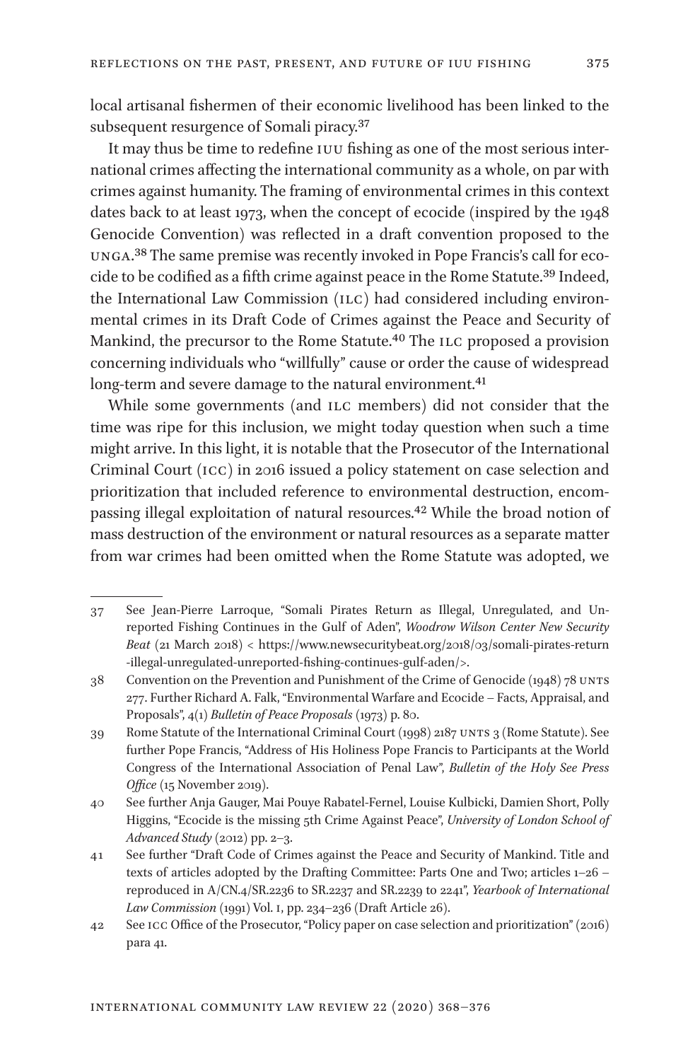local artisanal fishermen of their economic livelihood has been linked to the subsequent resurgence of Somali piracy.[37]

It may thus be time to redefine IUU fishing as one of the most serious international crimes affecting the international community as a whole, on par with crimes against humanity. The framing of environmental crimes in this context dates back to at least 1973, when the concept of ecocide (inspired by the 1948 Genocide Convention) was reflected in a draft convention proposed to the UNGA.[38] The same premise was recently invoked in Pope Francis's call for ecocide to be codified as a fifth crime against peace in the Rome Statute.[39] Indeed, the International Law Commission (ILC) had considered including environmental crimes in its Draft Code of Crimes against the Peace and Security of Mankind, the precursor to the Rome Statute.[40] The ILC proposed a provision concerning individuals who "willfully" cause or order the cause of widespread long-term and severe damage to the natural environment.[41]

While some governments (and ILC members) did not consider that the time was ripe for this inclusion, we might today question when such a time might arrive. In this light, it is notable that the Prosecutor of the International Criminal Court (ICC) in 2016 issued a policy statement on case selection and prioritization that included reference to environmental destruction, encompassing illegal exploitation of natural resources.[42] While the broad notion of mass destruction of the environment or natural resources as a separate matter from war crimes had been omitted when the Rome Statute was adopted, we

---

37 See Jean-Pierre Larroque, "Somali Pirates Return as Illegal, Unregulated, and Unreported Fishing Continues in the Gulf of Aden", *Woodrow Wilson Center New Security Beat* (21 March 2018) < https://www.newsecuritybeat.org/2018/03/somali-pirates-return-illegal-unregulated-unreported-fishing-continues-gulf-aden/>.

38 Convention on the Prevention and Punishment of the Crime of Genocide (1948) 78 UNTS 277. Further Richard A. Falk, "Environmental Warfare and Ecocide – Facts, Appraisal, and Proposals", 4(1) *Bulletin of Peace Proposals* (1973) p. 80.

39 Rome Statute of the International Criminal Court (1998) 2187 UNTS 3 (Rome Statute). See further Pope Francis, "Address of His Holiness Pope Francis to Participants at the World Congress of the International Association of Penal Law", *Bulletin of the Holy See Press Office* (15 November 2019).

40 See further Anja Gauger, Mai Pouye Rabatel-Fernel, Louise Kulbicki, Damien Short, Polly Higgins, "Ecocide is the missing 5th Crime Against Peace", *University of London School of Advanced Study* (2012) pp. 2–3.

41 See further "Draft Code of Crimes against the Peace and Security of Mankind. Title and texts of articles adopted by the Drafting Committee: Parts One and Two; articles 1–26 – reproduced in A/CN.4/SR.2236 to SR.2237 and SR.2239 to 2241", *Yearbook of International Law Commission* (1991) Vol. I, pp. 234–236 (Draft Article 26).

42 See ICC Office of the Prosecutor, "Policy paper on case selection and prioritization" (2016) para 41.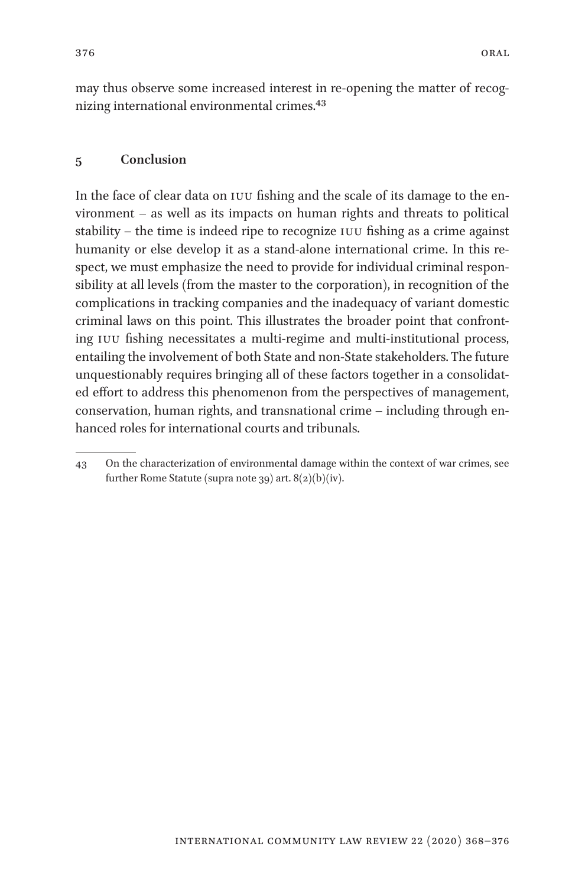may thus observe some increased interest in re-opening the matter of recognizing international environmental crimes.[43]

## 5 Conclusion

In the face of clear data on IUU fishing and the scale of its damage to the environment – as well as its impacts on human rights and threats to political stability – the time is indeed ripe to recognize IUU fishing as a crime against humanity or else develop it as a stand-alone international crime. In this respect, we must emphasize the need to provide for individual criminal responsibility at all levels (from the master to the corporation), in recognition of the complications in tracking companies and the inadequacy of variant domestic criminal laws on this point. This illustrates the broader point that confronting IUU fishing necessitates a multi-regime and multi-institutional process, entailing the involvement of both State and non-State stakeholders. The future unquestionably requires bringing all of these factors together in a consolidated effort to address this phenomenon from the perspectives of management, conservation, human rights, and transnational crime – including through enhanced roles for international courts and tribunals.

---

43 On the characterization of environmental damage within the context of war crimes, see further Rome Statute (supra note 39) art. 8(2)(b)(iv).